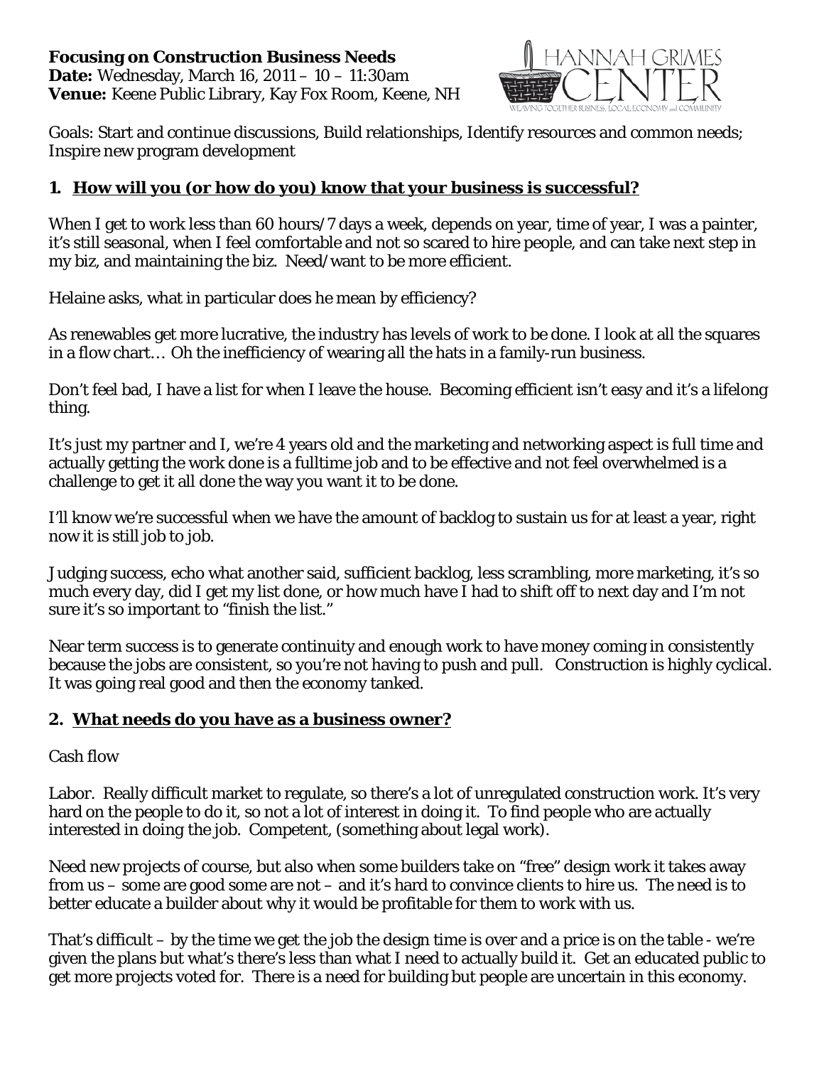**Focusing on Construction Business Needs**
**Date:** Wednesday, March 16, 2011 – 10 – 11:30am
**Venue:** Keene Public Library, Kay Fox Room, Keene, NH

Goals: Start and continue discussions, Build relationships, Identify resources and common needs; Inspire new program development

## 1. How will you (or how do you) know that your business is successful?

When I get to work less than 60 hours/7 days a week, depends on year, time of year, I was a painter, it's still seasonal, when I feel comfortable and not so scared to hire people, and can take next step in my biz, and maintaining the biz. Need/want to be more efficient.

Helaine asks, what in particular does he mean by efficiency?

As renewables get more lucrative, the industry has levels of work to be done. I look at all the squares in a flow chart… Oh the inefficiency of wearing all the hats in a family-run business.

Don't feel bad, I have a list for when I leave the house. Becoming efficient isn't easy and it's a lifelong thing.

It's just my partner and I, we're 4 years old and the marketing and networking aspect is full time and actually getting the work done is a fulltime job and to be effective and not feel overwhelmed is a challenge to get it all done the way you want it to be done.

I'll know we're successful when we have the amount of backlog to sustain us for at least a year, right now it is still job to job.

Judging success, echo what another said, sufficient backlog, less scrambling, more marketing, it's so much every day, did I get my list done, or how much have I had to shift off to next day and I'm not sure it's so important to "finish the list."

Near term success is to generate continuity and enough work to have money coming in consistently because the jobs are consistent, so you're not having to push and pull. Construction is highly cyclical. It was going real good and then the economy tanked.

## 2. What needs do you have as a business owner?

Cash flow

Labor. Really difficult market to regulate, so there's a lot of unregulated construction work. It's very hard on the people to do it, so not a lot of interest in doing it. To find people who are actually interested in doing the job. Competent, (something about legal work).

Need new projects of course, but also when some builders take on "free" design work it takes away from us – some are good some are not – and it's hard to convince clients to hire us. The need is to better educate a builder about why it would be profitable for them to work with us.

That's difficult – by the time we get the job the design time is over and a price is on the table - we're given the plans but what's there's less than what I need to actually build it. Get an educated public to get more projects voted for. There is a need for building but people are uncertain in this economy.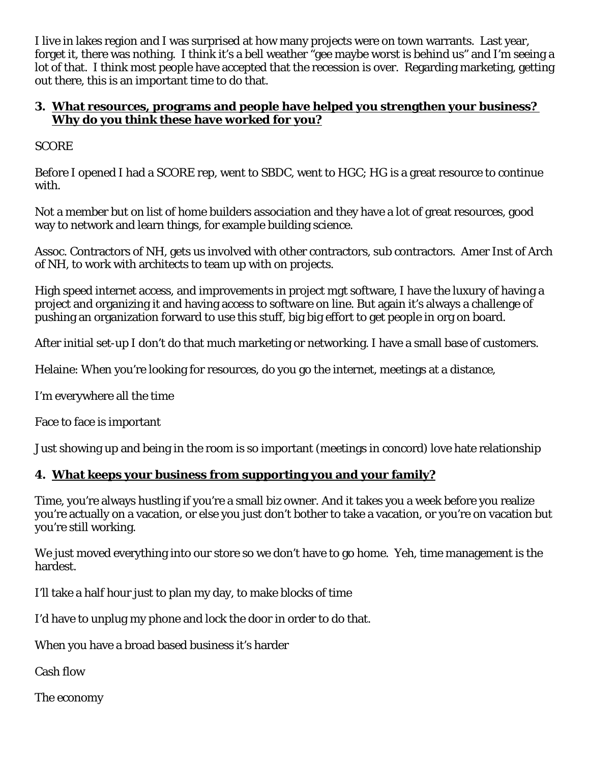I live in lakes region and I was surprised at how many projects were on town warrants. Last year, forget it, there was nothing. I think it's a bell weather "gee maybe worst is behind us" and I'm seeing a lot of that. I think most people have accepted that the recession is over. Regarding marketing, getting out there, this is an important time to do that.

### 3. What resources, programs and people have helped you strengthen your business? Why do you think these have worked for you?

SCORE

Before I opened I had a SCORE rep, went to SBDC, went to HGC; HG is a great resource to continue with.

Not a member but on list of home builders association and they have a lot of great resources, good way to network and learn things, for example building science.

Assoc. Contractors of NH, gets us involved with other contractors, sub contractors. Amer Inst of Arch of NH, to work with architects to team up with on projects.

High speed internet access, and improvements in project mgt software, I have the luxury of having a project and organizing it and having access to software on line. But again it's always a challenge of pushing an organization forward to use this stuff, big big effort to get people in org on board.

After initial set-up I don't do that much marketing or networking. I have a small base of customers.

Helaine: When you're looking for resources, do you go the internet, meetings at a distance,

I'm everywhere all the time

Face to face is important

Just showing up and being in the room is so important (meetings in concord) love hate relationship

### 4. What keeps your business from supporting you and your family?

Time, you're always hustling if you're a small biz owner. And it takes you a week before you realize you're actually on a vacation, or else you just don't bother to take a vacation, or you're on vacation but you're still working.

We just moved everything into our store so we don't have to go home. Yeh, time management is the hardest.

I'll take a half hour just to plan my day, to make blocks of time

I'd have to unplug my phone and lock the door in order to do that.

When you have a broad based business it's harder

Cash flow

The economy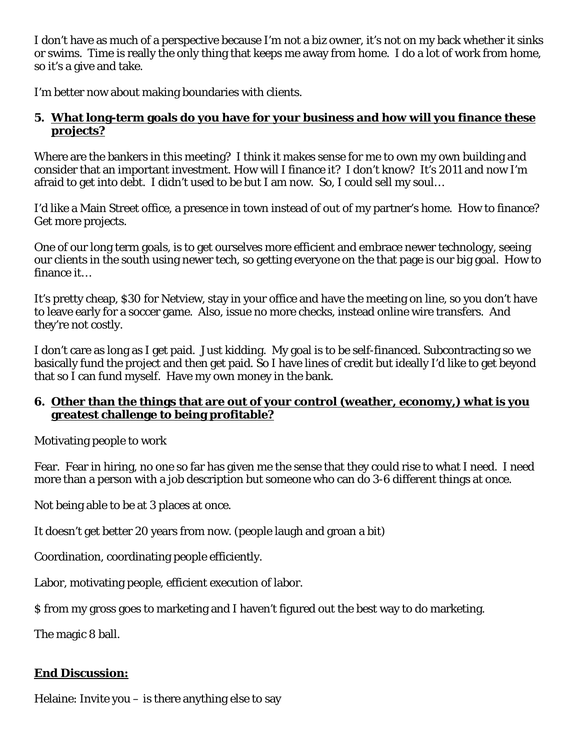I don't have as much of a perspective because I'm not a biz owner, it's not on my back whether it sinks or swims. Time is really the only thing that keeps me away from home. I do a lot of work from home, so it's a give and take.

I'm better now about making boundaries with clients.

5. **What long-term goals do you have for your business and how will you finance these projects?**

Where are the bankers in this meeting? I think it makes sense for me to own my own building and consider that an important investment. How will I finance it? I don't know? It's 2011 and now I'm afraid to get into debt. I didn't used to be but I am now. So, I could sell my soul…

I'd like a Main Street office, a presence in town instead of out of my partner's home. How to finance? Get more projects.

One of our long term goals, is to get ourselves more efficient and embrace newer technology, seeing our clients in the south using newer tech, so getting everyone on the that page is our big goal. How to finance it…

It's pretty cheap, $30 for Netview, stay in your office and have the meeting on line, so you don't have to leave early for a soccer game. Also, issue no more checks, instead online wire transfers. And they're not costly.

I don't care as long as I get paid. Just kidding. My goal is to be self-financed. Subcontracting so we basically fund the project and then get paid. So I have lines of credit but ideally I'd like to get beyond that so I can fund myself. Have my own money in the bank.

6. **Other than the things that are out of your control (weather, economy,) what is you greatest challenge to being profitable?**

Motivating people to work

Fear. Fear in hiring, no one so far has given me the sense that they could rise to what I need. I need more than a person with a job description but someone who can do 3-6 different things at once.

Not being able to be at 3 places at once.

It doesn't get better 20 years from now. (people laugh and groan a bit)

Coordination, coordinating people efficiently.

Labor, motivating people, efficient execution of labor.

$ from my gross goes to marketing and I haven't figured out the best way to do marketing.

The magic 8 ball.

**End Discussion:**

Helaine: Invite you – is there anything else to say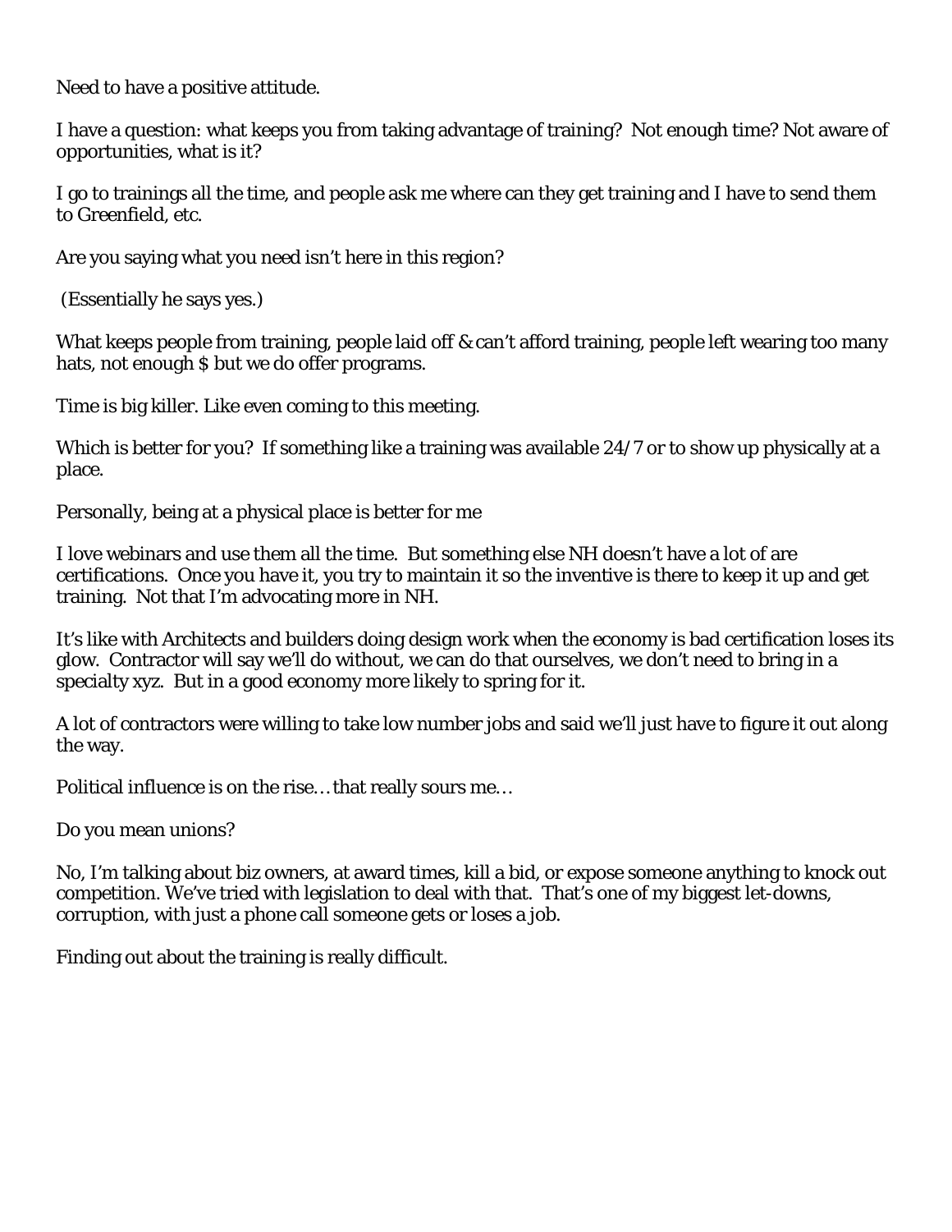Need to have a positive attitude.

I have a question: what keeps you from taking advantage of training? Not enough time? Not aware of opportunities, what is it?

I go to trainings all the time, and people ask me where can they get training and I have to send them to Greenfield, etc.

Are you saying what you need isn't here in this region?

(Essentially he says yes.)

What keeps people from training, people laid off & can't afford training, people left wearing too many hats, not enough $ but we do offer programs.

Time is big killer. Like even coming to this meeting.

Which is better for you? If something like a training was available 24/7 or to show up physically at a place.

Personally, being at a physical place is better for me

I love webinars and use them all the time. But something else NH doesn't have a lot of are certifications. Once you have it, you try to maintain it so the inventive is there to keep it up and get training. Not that I'm advocating more in NH.

It's like with Architects and builders doing design work when the economy is bad certification loses its glow. Contractor will say we'll do without, we can do that ourselves, we don't need to bring in a specialty xyz. But in a good economy more likely to spring for it.

A lot of contractors were willing to take low number jobs and said we'll just have to figure it out along the way.

Political influence is on the rise… that really sours me…

Do you mean unions?

No, I'm talking about biz owners, at award times, kill a bid, or expose someone anything to knock out competition. We've tried with legislation to deal with that. That's one of my biggest let-downs, corruption, with just a phone call someone gets or loses a job.

Finding out about the training is really difficult.